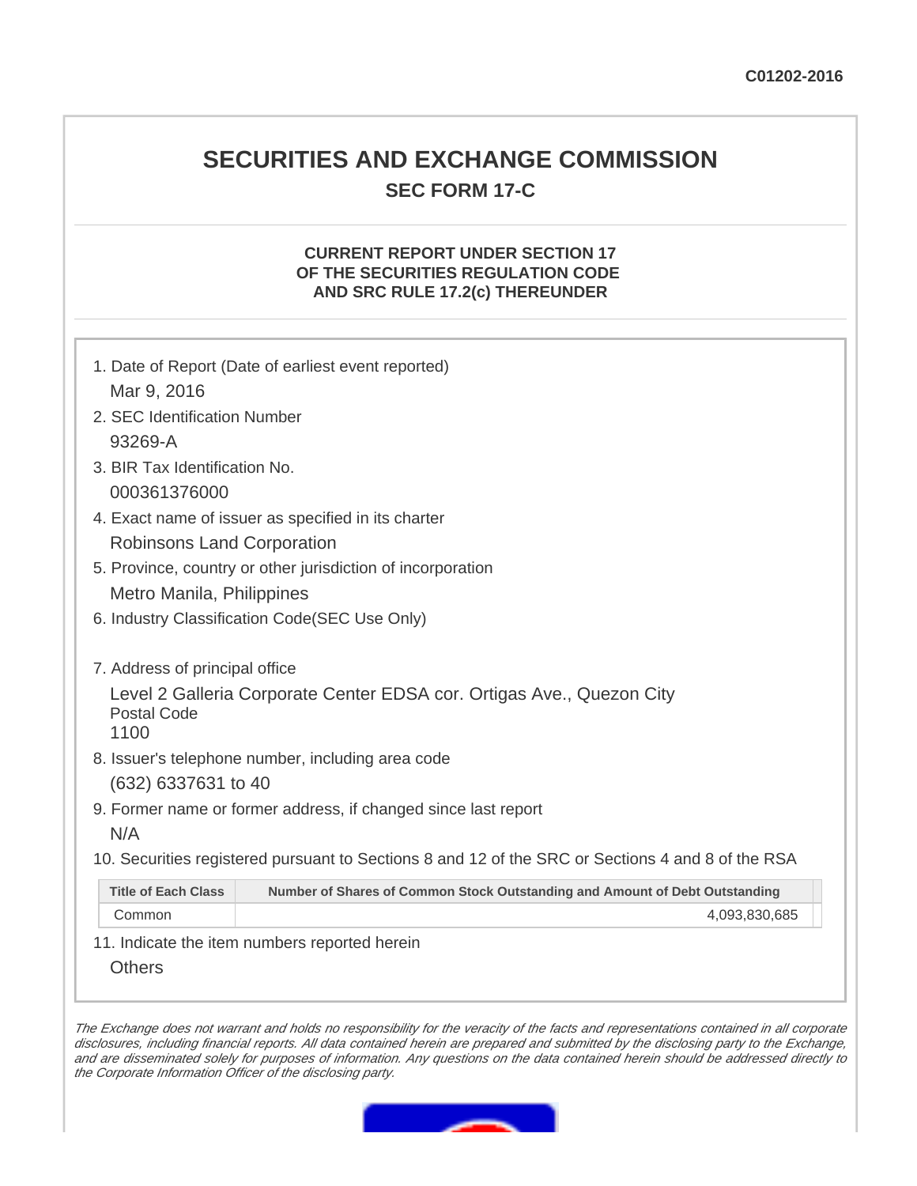C01202-2016

# SECURITIES AND EXCHANGE COMMISSION

## SEC FORM 17-C

### CURRENT REPORT UNDER SECTION 17 OF THE SECURITIES REGULATION CODE AND SRC RULE 17.2(c) THEREUNDER

1. Date of Report (Date of earliest event reported)

   Mar 9, 2016

2. SEC Identification Number

   93269-A

3. BIR Tax Identification No.

   000361376000

4. Exact name of issuer as specified in its charter

   Robinsons Land Corporation

5. Province, country or other jurisdiction of incorporation

   Metro Manila, Philippines

6. Industry Classification Code(SEC Use Only)

7. Address of principal office

   Level 2 Galleria Corporate Center EDSA cor. Ortigas Ave., Quezon City

   Postal Code

   1100

8. Issuer's telephone number, including area code

   (632) 6337631 to 40

9. Former name or former address, if changed since last report

   N/A

10. Securities registered pursuant to Sections 8 and 12 of the SRC or Sections 4 and 8 of the RSA

| Title of Each Class | Number of Shares of Common Stock Outstanding and Amount of Debt Outstanding |
|---|---|
| Common | 4,093,830,685 |

11. Indicate the item numbers reported herein

    Others

*The Exchange does not warrant and holds no responsibility for the veracity of the facts and representations contained in all corporate disclosures, including financial reports. All data contained herein are prepared and submitted by the disclosing party to the Exchange, and are disseminated solely for purposes of information. Any questions on the data contained herein should be addressed directly to the Corporate Information Officer of the disclosing party.*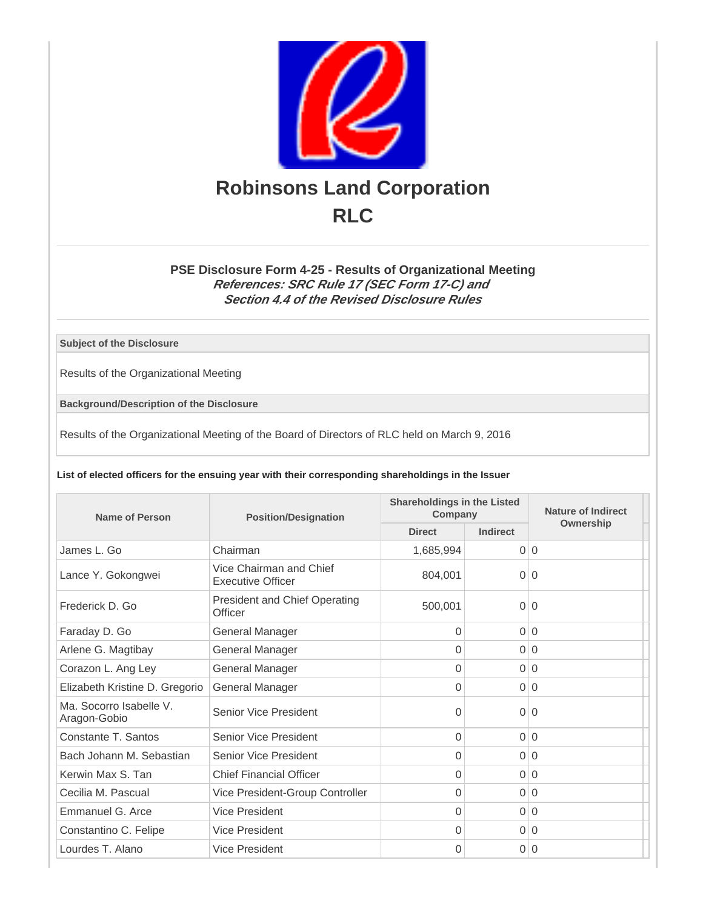# Robinsons Land Corporation
# RLC

### PSE Disclosure Form 4-25 - Results of Organizational Meeting
***References: SRC Rule 17 (SEC Form 17-C) and Section 4.4 of the Revised Disclosure Rules***

**Subject of the Disclosure**

Results of the Organizational Meeting

**Background/Description of the Disclosure**

Results of the Organizational Meeting of the Board of Directors of RLC held on March 9, 2016

**List of elected officers for the ensuing year with their corresponding shareholdings in the Issuer**

| Name of Person | Position/Designation | Shareholdings in the Listed Company | | Nature of Indirect Ownership |
|---|---|---|---|---|
| | | Direct | Indirect | |
| James L. Go | Chairman | 1,685,994 | 0 | 0 |
| Lance Y. Gokongwei | Vice Chairman and Chief Executive Officer | 804,001 | 0 | 0 |
| Frederick D. Go | President and Chief Operating Officer | 500,001 | 0 | 0 |
| Faraday D. Go | General Manager | 0 | 0 | 0 |
| Arlene G. Magtibay | General Manager | 0 | 0 | 0 |
| Corazon L. Ang Ley | General Manager | 0 | 0 | 0 |
| Elizabeth Kristine D. Gregorio | General Manager | 0 | 0 | 0 |
| Ma. Socorro Isabelle V. Aragon-Gobio | Senior Vice President | 0 | 0 | 0 |
| Constante T. Santos | Senior Vice President | 0 | 0 | 0 |
| Bach Johann M. Sebastian | Senior Vice President | 0 | 0 | 0 |
| Kerwin Max S. Tan | Chief Financial Officer | 0 | 0 | 0 |
| Cecilia M. Pascual | Vice President-Group Controller | 0 | 0 | 0 |
| Emmanuel G. Arce | Vice President | 0 | 0 | 0 |
| Constantino C. Felipe | Vice President | 0 | 0 | 0 |
| Lourdes T. Alano | Vice President | 0 | 0 | 0 |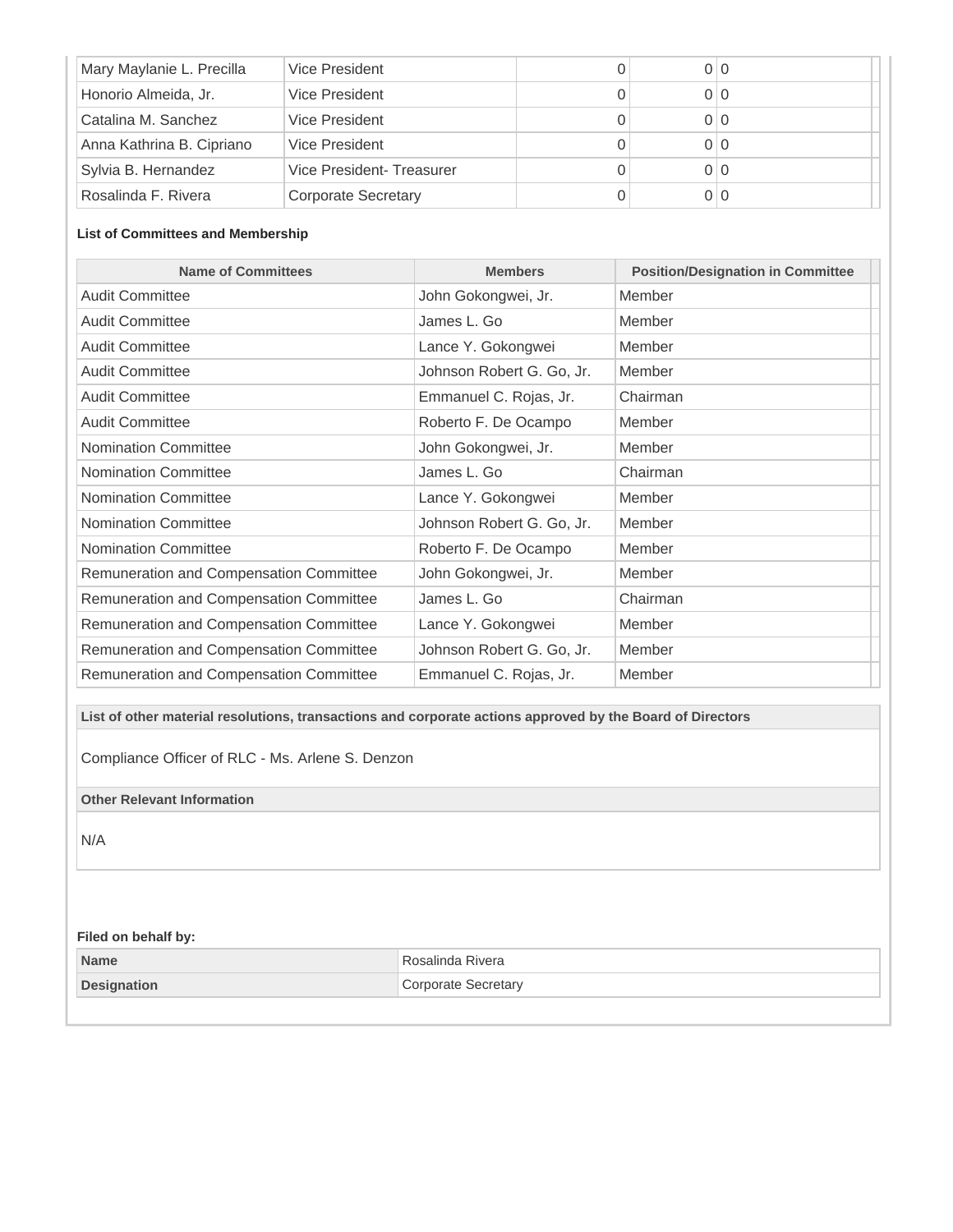| | | | | |
|---|---|---|---|---|
| Mary Maylanie L. Precilla | Vice President | 0 | 0 | 0 |
| Honorio Almeida, Jr. | Vice President | 0 | 0 | 0 |
| Catalina M. Sanchez | Vice President | 0 | 0 | 0 |
| Anna Kathrina B. Cipriano | Vice President | 0 | 0 | 0 |
| Sylvia B. Hernandez | Vice President- Treasurer | 0 | 0 | 0 |
| Rosalinda F. Rivera | Corporate Secretary | 0 | 0 | 0 |

**List of Committees and Membership**

| Name of Committees | Members | Position/Designation in Committee |
|---|---|---|
| Audit Committee | John Gokongwei, Jr. | Member |
| Audit Committee | James L. Go | Member |
| Audit Committee | Lance Y. Gokongwei | Member |
| Audit Committee | Johnson Robert G. Go, Jr. | Member |
| Audit Committee | Emmanuel C. Rojas, Jr. | Chairman |
| Audit Committee | Roberto F. De Ocampo | Member |
| Nomination Committee | John Gokongwei, Jr. | Member |
| Nomination Committee | James L. Go | Chairman |
| Nomination Committee | Lance Y. Gokongwei | Member |
| Nomination Committee | Johnson Robert G. Go, Jr. | Member |
| Nomination Committee | Roberto F. De Ocampo | Member |
| Remuneration and Compensation Committee | John Gokongwei, Jr. | Member |
| Remuneration and Compensation Committee | James L. Go | Chairman |
| Remuneration and Compensation Committee | Lance Y. Gokongwei | Member |
| Remuneration and Compensation Committee | Johnson Robert G. Go, Jr. | Member |
| Remuneration and Compensation Committee | Emmanuel C. Rojas, Jr. | Member |

**List of other material resolutions, transactions and corporate actions approved by the Board of Directors**

Compliance Officer of RLC - Ms. Arlene S. Denzon

**Other Relevant Information**

N/A

**Filed on behalf by:**

| | |
|---|---|
| **Name** | Rosalinda Rivera |
| **Designation** | Corporate Secretary |